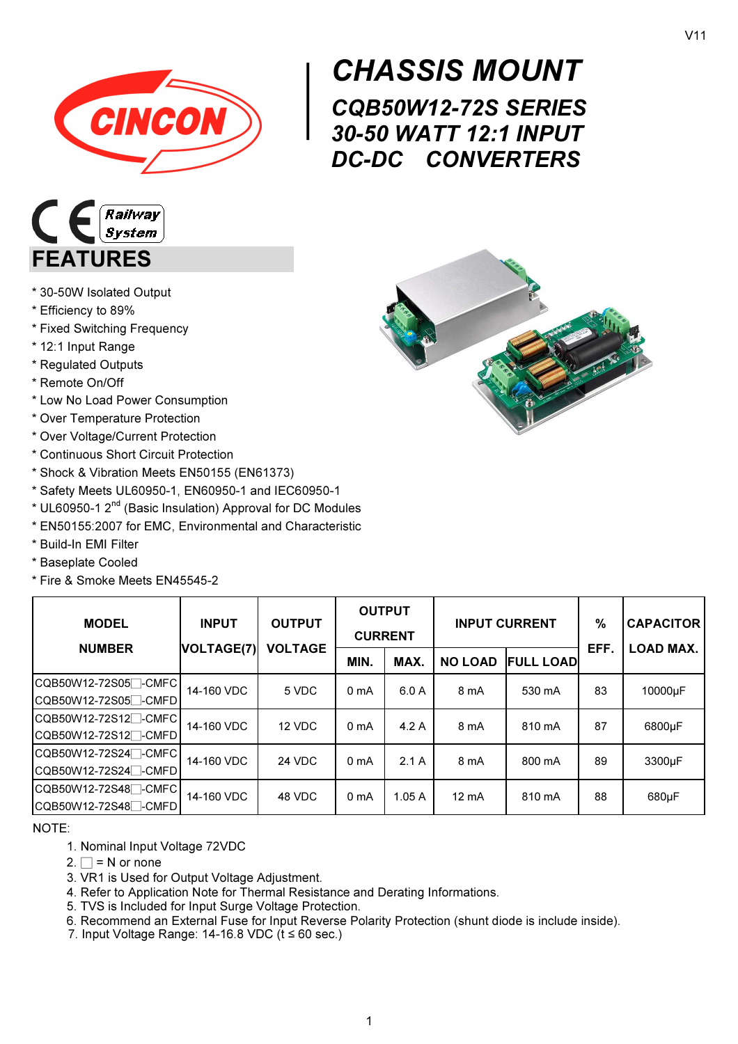V11

# CHASSIS MOUNT

## CQB50W12-72S SERIES
## 30-50 WATT 12:1 INPUT
## DC-DC CONVERTERS

Railway System

## FEATURES

* 30-50W Isolated Output
* Efficiency to 89%
* Fixed Switching Frequency
* 12:1 Input Range
* Regulated Outputs
* Remote On/Off
* Low No Load Power Consumption
* Over Temperature Protection
* Over Voltage/Current Protection
* Continuous Short Circuit Protection
* Shock & Vibration Meets EN50155 (EN61373)
* Safety Meets UL60950-1, EN60950-1 and IEC60950-1
* UL60950-1 2nd (Basic Insulation) Approval for DC Modules
* EN50155:2007 for EMC, Environmental and Characteristic
* Build-In EMI Filter
* Baseplate Cooled
* Fire & Smoke Meets EN45545-2

| MODEL NUMBER | INPUT VOLTAGE(7) | OUTPUT VOLTAGE | OUTPUT CURRENT | | INPUT CURRENT | | % EFF. | CAPACITOR LOAD MAX. |
|---|---|---|---|---|---|---|---|---|
| | | | MIN. | MAX. | NO LOAD | FULL LOAD | | |
| CQB50W12-72S05□-CMFC<br>CQB50W12-72S05□-CMFD | 14-160 VDC | 5 VDC | 0 mA | 6.0 A | 8 mA | 530 mA | 83 | 10000µF |
| CQB50W12-72S12□-CMFC<br>CQB50W12-72S12□-CMFD | 14-160 VDC | 12 VDC | 0 mA | 4.2 A | 8 mA | 810 mA | 87 | 6800µF |
| CQB50W12-72S24□-CMFC<br>CQB50W12-72S24□-CMFD | 14-160 VDC | 24 VDC | 0 mA | 2.1 A | 8 mA | 800 mA | 89 | 3300µF |
| CQB50W12-72S48□-CMFC<br>CQB50W12-72S48□-CMFD | 14-160 VDC | 48 VDC | 0 mA | 1.05 A | 12 mA | 810 mA | 88 | 680µF |

NOTE:

1. Nominal Input Voltage 72VDC
2. □ = N or none
3. VR1 is Used for Output Voltage Adjustment.
4. Refer to Application Note for Thermal Resistance and Derating Informations.
5. TVS is Included for Input Surge Voltage Protection.
6. Recommend an External Fuse for Input Reverse Polarity Protection (shunt diode is include inside).
7. Input Voltage Range: 14-16.8 VDC (t ≤ 60 sec.)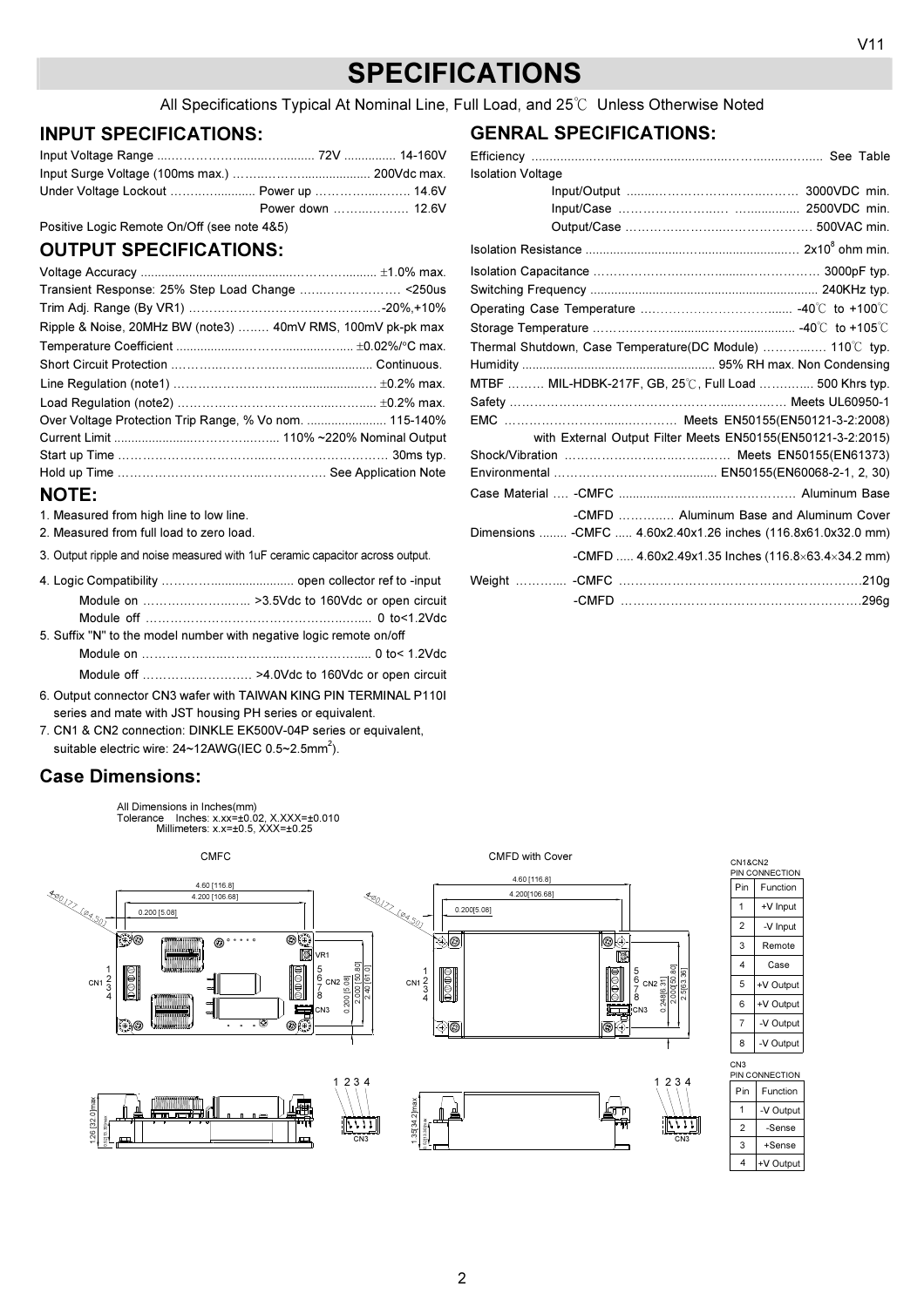# SPECIFICATIONS

All Specifications Typical At Nominal Line, Full Load, and 25℃ Unless Otherwise Noted

## INPUT SPECIFICATIONS:

Input Voltage Range ........................................ 72V ............... 14-160V
Input Surge Voltage (100ms max.) ................................ 200Vdc max.
Under Voltage Lockout ..................... Power up ....................... 14.6V
Power down ..................... 12.6V
Positive Logic Remote On/Off (see note 4&5)

## OUTPUT SPECIFICATIONS:

Voltage Accuracy ................................................................ ±1.0% max.
Transient Response: 25% Step Load Change ........................ <250us
Trim Adj. Range (By VR1) ........................................................ -20%,+10%
Ripple & Noise, 20MHz BW (note3) ........ 40mV RMS, 100mV pk-pk max
Temperature Coefficient ............................................. ±0.02%/°C max.
Short Circuit Protection ................................................... Continuous.
Line Regulation (note1) ....................................................... ±0.2% max.
Load Regulation (note2) ....................................................... ±0.2% max.
Over Voltage Protection Trip Range, % Vo nom. ........................ 115-140%
Current Limit .................................................... 110% ~220% Nominal Output
Start up Time ........................................................................ 30ms typ.
Hold up Time ........................................................ See Application Note

## NOTE:

1. Measured from high line to low line.
2. Measured from full load to zero load.
3. Output ripple and noise measured with 1uF ceramic capacitor across output.
4. Logic Compatibility ................................ open collector ref to -input
   Module on ............................ >3.5Vdc to 160Vdc or open circuit
   Module off ........................................................ 0 to<1.2Vdc
5. Suffix "N" to the model number with negative logic remote on/off
   Module on ........................................................ 0 to< 1.2Vdc
   Module off ............................ >4.0Vdc to 160Vdc or open circuit
6. Output connector CN3 wafer with TAIWAN KING PIN TERMINAL P110I series and mate with JST housing PH series or equivalent.
7. CN1 & CN2 connection: DINKLE EK500V-04P series or equivalent, suitable electric wire: 24~12AWG(IEC 0.5~2.5mm$^2$).

## GENRAL SPECIFICATIONS:

Efficiency .............................................................................. See Table
Isolation Voltage
Input/Output ............................................ 3000VDC min.
Input/Case ............................................ 2500VDC min.
Output/Case ............................................ 500VAC min.
Isolation Resistance ........................................................ 2x10$^8$ ohm min.
Isolation Capacitance ........................................................ 3000pF typ.
Switching Frequency ........................................................ 240KHz typ.
Operating Case Temperature ........................................ -40℃ to +100℃
Storage Temperature ........................................ -40℃ to +105℃
Thermal Shutdown, Case Temperature(DC Module) ................ 110℃ typ.
Humidity ................................................ 95% RH max. Non Condensing
MTBF ......... MIL-HDBK-217F, GB, 25℃, Full Load ............. 500 Khrs typ.
Safety .................................................................... Meets UL60950-1
EMC ............................................ Meets EN50155(EN50121-3-2:2008)
with External Output Filter Meets EN50155(EN50121-3-2:2015)
Shock/Vibration ............................................ Meets EN50155(EN61373)
Environmental ............................................ EN50155(EN60068-2-1, 2, 30)
Case Material .... -CMFC ................................................ Aluminum Base
-CMFD ............. Aluminum Base and Aluminum Cover
Dimensions ........ -CMFC ..... 4.60x2.40x1.26 inches (116.8x61.0x32.0 mm)
-CMFD ..... 4.60x2.49x1.35 Inches (116.8×63.4×34.2 mm)
Weight ............ -CMFC ........................................................ 210g
-CMFD ........................................................ 296g

## Case Dimensions:

All Dimensions in Inches(mm)
Tolerance Inches: x.xx=±0.02, X.XXX=±0.010
Millimeters: x.x=±0.5, XXX=±0.25

CMFC

4.60 [116.8]
4.200 [106.68]
4-Ø0.177 [Ø4.50]
0.200 [5.08]
VR1
CN1 1 2 3 4
5 6 7 8 CN2
CN3
2.000 [50.80]
2.40 [61.0]
2.000 [5.08]
0.200 [5.08]
1.26 [32.0]max
1 2 3 4
CN3

CMFD with Cover

4.60 [116.8]
4.200[106.68]
4-Ø0.177 [Ø4.50]
0.200[5.08]
CN1 1 2 3 4
5 6 7 8 CN2
CN3
2.000[50.80]
2.50[63.50]
0.248[6.31]
1.35[34.2]max
1 2 3 4
CN3

CN1&CN2 PIN CONNECTION

| Pin | Function |
|---|---|
| 1 | +V Input |
| 2 | -V Input |
| 3 | Remote |
| 4 | Case |
| 5 | +V Output |
| 6 | +V Output |
| 7 | -V Output |
| 8 | -V Output |

CN3 PIN CONNECTION

| Pin | Function |
|---|---|
| 1 | -V Output |
| 2 | -Sense |
| 3 | +Sense |
| 4 | +V Output |